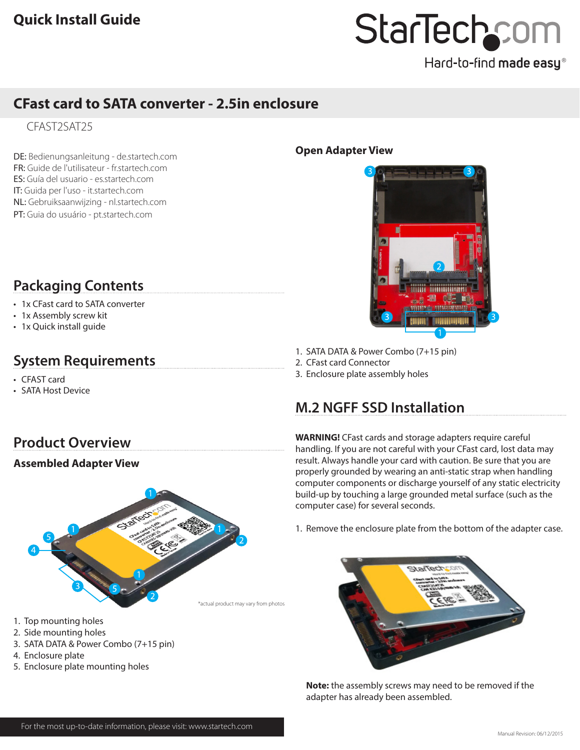# Quick Install Guide

## CFast card to SATA converter - 2.5in enclosure

CFAST2SAT25

DE: Bedienungsanleitung - de.startech.com
FR: Guide de l'utilisateur - fr.startech.com
ES: Guía del usuario - es.startech.com
IT: Guida per l'uso - it.startech.com
NL: Gebruiksaanwijzing - nl.startech.com
PT: Guia do usuário - pt.startech.com

## Packaging Contents

- 1x CFast card to SATA converter
- 1x Assembly screw kit
- 1x Quick install guide

## System Requirements

- CFAST card
- SATA Host Device

## Product Overview

### Assembled Adapter View

*actual product may vary from photos

1. Top mounting holes
2. Side mounting holes
3. SATA DATA & Power Combo (7+15 pin)
4. Enclosure plate
5. Enclosure plate mounting holes

### Open Adapter View

1. SATA DATA & Power Combo (7+15 pin)
2. CFast card Connector
3. Enclosure plate assembly holes

## M.2 NGFF SSD Installation

**WARNING!** CFast cards and storage adapters require careful handling. If you are not careful with your CFast card, lost data may result. Always handle your card with caution. Be sure that you are properly grounded by wearing an anti-static strap when handling computer components or discharge yourself of any static electricity build-up by touching a large grounded metal surface (such as the computer case) for several seconds.

1. Remove the enclosure plate from the bottom of the adapter case.

**Note:** the assembly screws may need to be removed if the adapter has already been assembled.

For the most up-to-date information, please visit: www.startech.com

Manual Revision: 06/12/2015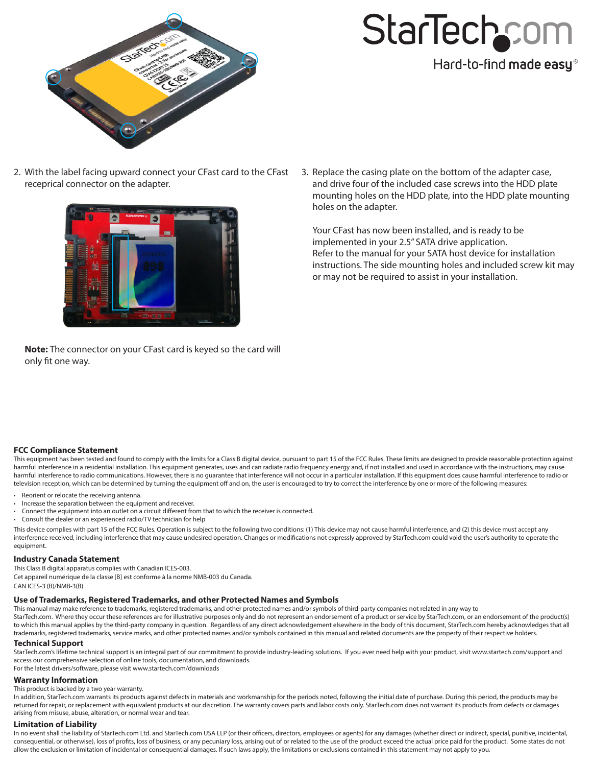StarTech.com

Hard-to-find **made easy**®

2. With the label facing upward connect your CFast card to the CFast receprical connector on the adapter.

**Note:** The connector on your CFast card is keyed so the card will only fit one way.

3. Replace the casing plate on the bottom of the adapter case, and drive four of the included case screws into the HDD plate mounting holes on the HDD plate, into the HDD plate mounting holes on the adapter.

   Your CFast has now been installed, and is ready to be implemented in your 2.5" SATA drive application.
   Refer to the manual for your SATA host device for installation instructions. The side mounting holes and included screw kit may or may not be required to assist in your installation.

## FCC Compliance Statement

This equipment has been tested and found to comply with the limits for a Class B digital device, pursuant to part 15 of the FCC Rules. These limits are designed to provide reasonable protection against harmful interference in a residential installation. This equipment generates, uses and can radiate radio frequency energy and, if not installed and used in accordance with the instructions, may cause harmful interference to radio communications. However, there is no guarantee that interference will not occur in a particular installation. If this equipment does cause harmful interference to radio or television reception, which can be determined by turning the equipment off and on, the user is encouraged to try to correct the interference by one or more of the following measures:

- Reorient or relocate the receiving antenna.
- Increase the separation between the equipment and receiver.
- Connect the equipment into an outlet on a circuit different from that to which the receiver is connected.
- Consult the dealer or an experienced radio/TV technician for help

This device complies with part 15 of the FCC Rules. Operation is subject to the following two conditions: (1) This device may not cause harmful interference, and (2) this device must accept any interference received, including interference that may cause undesired operation. Changes or modifications not expressly approved by StarTech.com could void the user's authority to operate the equipment.

## Industry Canada Statement

This Class B digital apparatus complies with Canadian ICES-003.
Cet appareil numérique de la classe [B] est conforme à la norme NMB-003 du Canada.
CAN ICES-3 (B)/NMB-3(B)

## Use of Trademarks, Registered Trademarks, and other Protected Names and Symbols

This manual may make reference to trademarks, registered trademarks, and other protected names and/or symbols of third-party companies not related in any way to StarTech.com. Where they occur these references are for illustrative purposes only and do not represent an endorsement of a product or service by StarTech.com, or an endorsement of the product(s) to which this manual applies by the third-party company in question. Regardless of any direct acknowledgement elsewhere in the body of this document, StarTech.com hereby acknowledges that all trademarks, registered trademarks, service marks, and other protected names and/or symbols contained in this manual and related documents are the property of their respective holders.

## Technical Support

StarTech.com's lifetime technical support is an integral part of our commitment to provide industry-leading solutions. If you ever need help with your product, visit www.startech.com/support and access our comprehensive selection of online tools, documentation, and downloads.
For the latest drivers/software, please visit www.startech.com/downloads

## Warranty Information

This product is backed by a two year warranty.
In addition, StarTech.com warrants its products against defects in materials and workmanship for the periods noted, following the initial date of purchase. During this period, the products may be returned for repair, or replacement with equivalent products at our discretion. The warranty covers parts and labor costs only. StarTech.com does not warrant its products from defects or damages arising from misuse, abuse, alteration, or normal wear and tear.

## Limitation of Liability

In no event shall the liability of StarTech.com Ltd. and StarTech.com USA LLP (or their officers, directors, employees or agents) for any damages (whether direct or indirect, special, punitive, incidental, consequential, or otherwise), loss of profits, loss of business, or any pecuniary loss, arising out of or related to the use of the product exceed the actual price paid for the product. Some states do not allow the exclusion or limitation of incidental or consequential damages. If such laws apply, the limitations or exclusions contained in this statement may not apply to you.